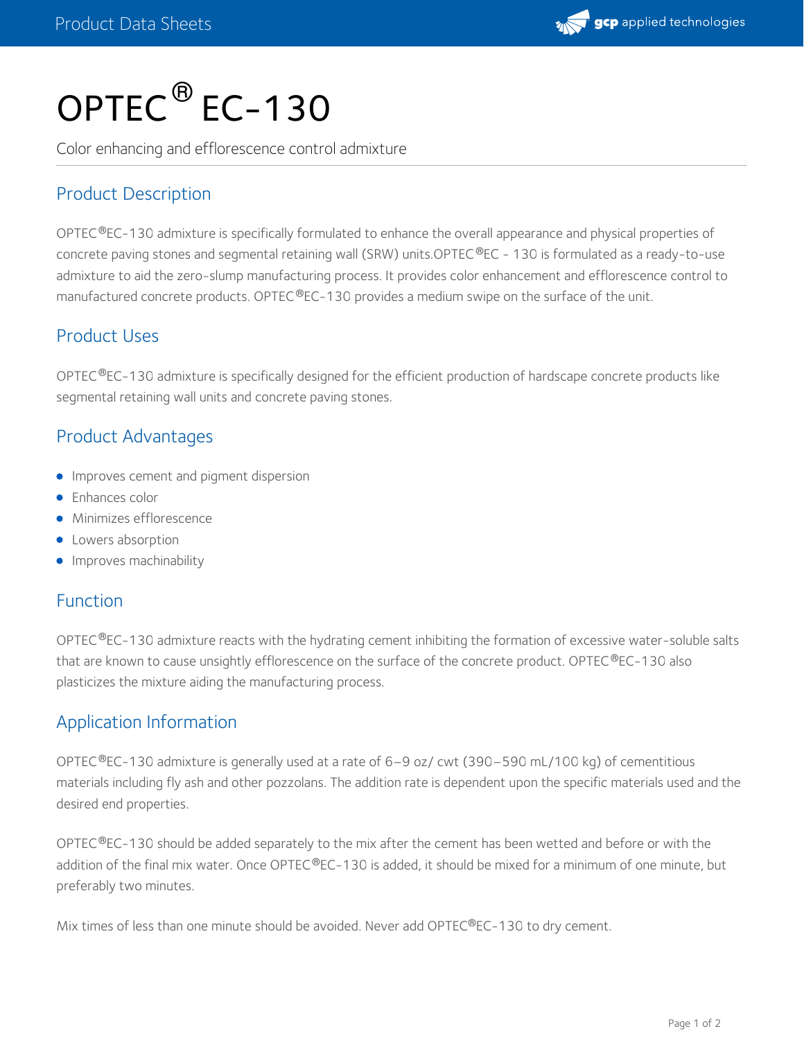# OPTEC® EC-130

Color enhancing and efflorescence control admixture

## Product Description

OPTEC®EC-130 admixture is specifically formulated to enhance the overall appearance and physical properties of concrete paving stones and segmental retaining wall (SRW) units.OPTEC®EC - 130 is formulated as a ready-to-use admixture to aid the zero-slump manufacturing process. It provides color enhancement and efflorescence control to manufactured concrete products. OPTEC®EC-130 provides a medium swipe on the surface of the unit.

## Product Uses

OPTEC®EC-130 admixture is specifically designed for the efficient production of hardscape concrete products like segmental retaining wall units and concrete paving stones.

## Product Advantages

- Improves cement and pigment dispersion
- Enhances color
- Minimizes efflorescence
- Lowers absorption
- Improves machinability

## Function

OPTEC®EC-130 admixture reacts with the hydrating cement inhibiting the formation of excessive water-soluble salts that are known to cause unsightly efflorescence on the surface of the concrete product. OPTEC®EC-130 also plasticizes the mixture aiding the manufacturing process.

## Application Information

OPTEC®EC-130 admixture is generally used at a rate of 6–9 oz/ cwt (390–590 mL/100 kg) of cementitious materials including fly ash and other pozzolans. The addition rate is dependent upon the specific materials used and the desired end properties.

OPTEC®EC-130 should be added separately to the mix after the cement has been wetted and before or with the addition of the final mix water. Once OPTEC®EC-130 is added, it should be mixed for a minimum of one minute, but preferably two minutes.

Mix times of less than one minute should be avoided. Never add OPTEC®EC-130 to dry cement.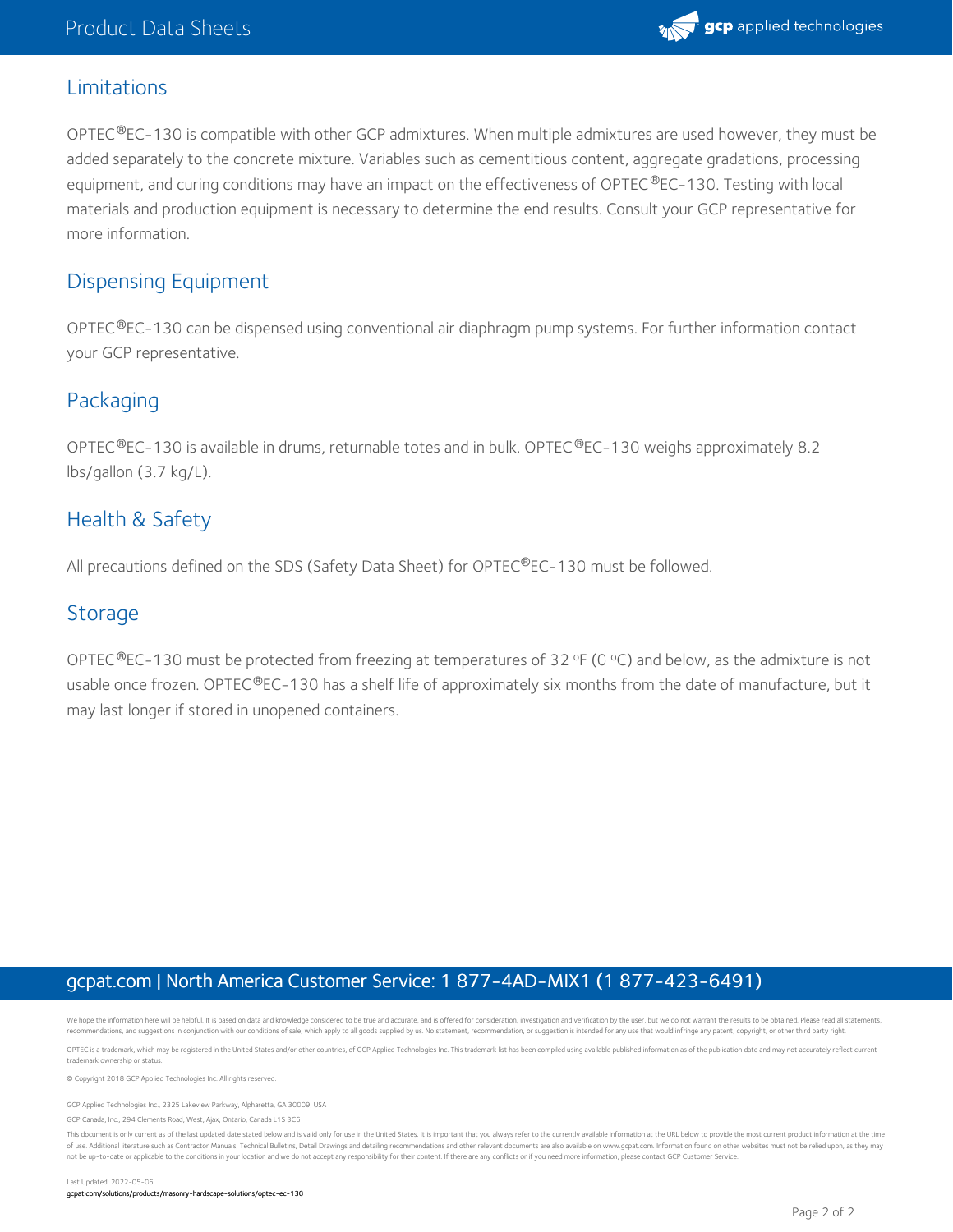## Limitations

OPTEC®EC-130 is compatible with other GCP admixtures. When multiple admixtures are used however, they must be added separately to the concrete mixture. Variables such as cementitious content, aggregate gradations, processing equipment, and curing conditions may have an impact on the effectiveness of OPTEC®EC-130. Testing with local materials and production equipment is necessary to determine the end results. Consult your GCP representative for more information.

## Dispensing Equipment

OPTEC®EC-130 can be dispensed using conventional air diaphragm pump systems. For further information contact your GCP representative.

## Packaging

OPTEC®EC-130 is available in drums, returnable totes and in bulk. OPTEC®EC-130 weighs approximately 8.2 lbs/gallon (3.7 kg/L).

## Health & Safety

All precautions defined on the SDS (Safety Data Sheet) for OPTEC®EC-130 must be followed.

## Storage

OPTEC®EC-130 must be protected from freezing at temperatures of 32 ºF (0 ºC) and below, as the admixture is not usable once frozen. OPTEC®EC-130 has a shelf life of approximately six months from the date of manufacture, but it may last longer if stored in unopened containers.

gcpat.com | North America Customer Service: 1 877-4AD-MIX1 (1 877-423-6491)

We hope the information here will be helpful. It is based on data and knowledge considered to be true and accurate, and is offered for consideration, investigation and verification by the user, but we do not warrant the results to be obtained. Please read all statements, recommendations, and suggestions in conjunction with our conditions of sale, which apply to all goods supplied by us. No statement, recommendation, or suggestion is intended for any use that would infringe any patent, copyright, or other third party right.

OPTEC is a trademark, which may be registered in the United States and/or other countries, of GCP Applied Technologies Inc. This trademark list has been compiled using available published information as of the publication date and may not accurately reflect current trademark ownership or status.

© Copyright 2018 GCP Applied Technologies Inc. All rights reserved.

GCP Applied Technologies Inc., 2325 Lakeview Parkway, Alpharetta, GA 30009, USA

GCP Canada, Inc., 294 Clements Road, West, Ajax, Ontario, Canada L1S 3C6

This document is only current as of the last updated date stated below and is valid only for use in the United States. It is important that you always refer to the currently available information at the URL below to provide the most current product information at the time of use. Additional literature such as Contractor Manuals, Technical Bulletins, Detail Drawings and detailing recommendations and other relevant documents are also available on www.gcpat.com. Information found on other websites must not be relied upon, as they may not be up-to-date or applicable to the conditions in your location and we do not accept any responsibility for their content. If there are any conflicts or if you need more information, please contact GCP Customer Service.

Last Updated: 2022-05-06

gcpat.com/solutions/products/masonry-hardscape-solutions/optec-ec-130